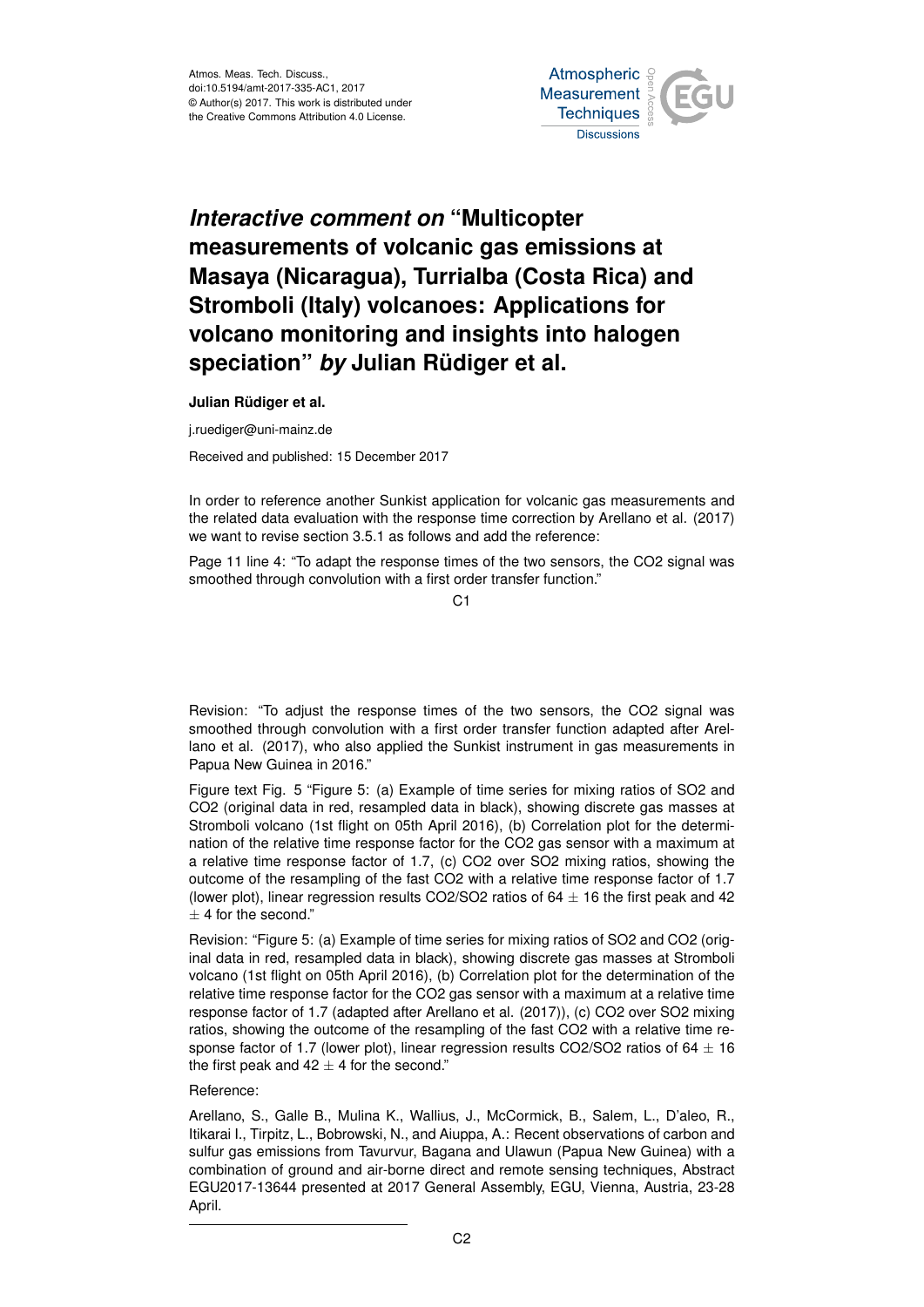# *Interactive comment on* "Multicopter measurements of volcanic gas emissions at Masaya (Nicaragua), Turrialba (Costa Rica) and Stromboli (Italy) volcanoes: Applications for volcano monitoring and insights into halogen speciation" *by* Julian Rüdiger et al.

**Julian Rüdiger et al.**

j.ruediger@uni-mainz.de

Received and published: 15 December 2017

In order to reference another Sunkist application for volcanic gas measurements and the related data evaluation with the response time correction by Arellano et al. (2017) we want to revise section 3.5.1 as follows and add the reference:

Page 11 line 4: "To adapt the response times of the two sensors, the $CO_2$ signal was smoothed through convolution with a first order transfer function."

Revision: "To adjust the response times of the two sensors, the $CO_2$ signal was smoothed through convolution with a first order transfer function adapted after Arellano et al. (2017), who also applied the Sunkist instrument in gas measurements in Papua New Guinea in 2016."

Figure text Fig. 5 "Figure 5: (a) Example of time series for mixing ratios of $SO_2$ and $CO_2$ (original data in red, resampled data in black), showing discrete gas masses at Stromboli volcano (1st flight on 05th April 2016), (b) Correlation plot for the determination of the relative time response factor for the $CO_2$ gas sensor with a maximum at a relative time response factor of 1.7, (c) $CO_2$ over $SO_2$ mixing ratios, showing the outcome of the resampling of the fast $CO_2$ with a relative time response factor of 1.7 (lower plot), linear regression results $CO_2/SO_2$ ratios of $64 \pm 16$ the first peak and $42 \pm 4$ for the second."

Revision: "Figure 5: (a) Example of time series for mixing ratios of $SO_2$ and $CO_2$ (original data in red, resampled data in black), showing discrete gas masses at Stromboli volcano (1st flight on 05th April 2016), (b) Correlation plot for the determination of the relative time response factor for the $CO_2$ gas sensor with a maximum at a relative time response factor of 1.7 (adapted after Arellano et al. (2017)), (c) $CO_2$ over $SO_2$ mixing ratios, showing the outcome of the resampling of the fast $CO_2$ with a relative time response factor of 1.7 (lower plot), linear regression results $CO_2/SO_2$ ratios of $64 \pm 16$ the first peak and $42 \pm 4$ for the second."

Reference:

Arellano, S., Galle B., Mulina K., Wallius, J., McCormick, B., Salem, L., D'aleo, R., Itikarai I., Tirpitz, L., Bobrowski, N., and Aiuppa, A.: Recent observations of carbon and sulfur gas emissions from Tavurvur, Bagana and Ulawun (Papua New Guinea) with a combination of ground and air-borne direct and remote sensing techniques, Abstract EGU2017-13644 presented at 2017 General Assembly, EGU, Vienna, Austria, 23-28 April.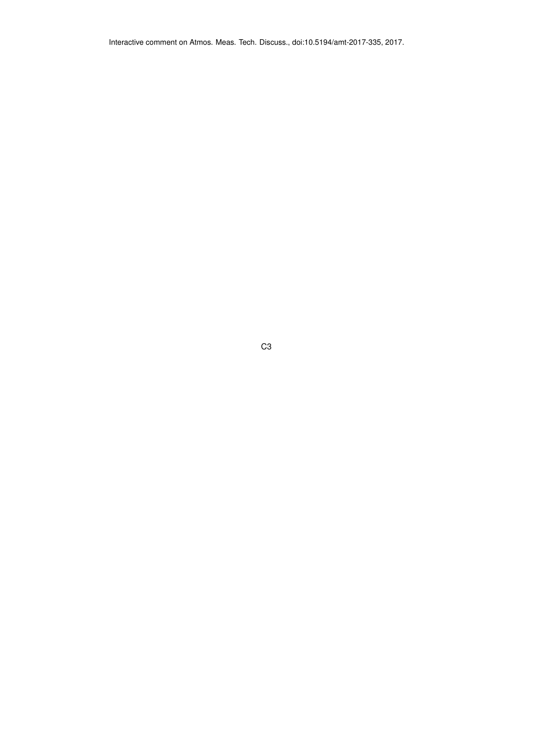Interactive comment on Atmos. Meas. Tech. Discuss., doi:10.5194/amt-2017-335, 2017.